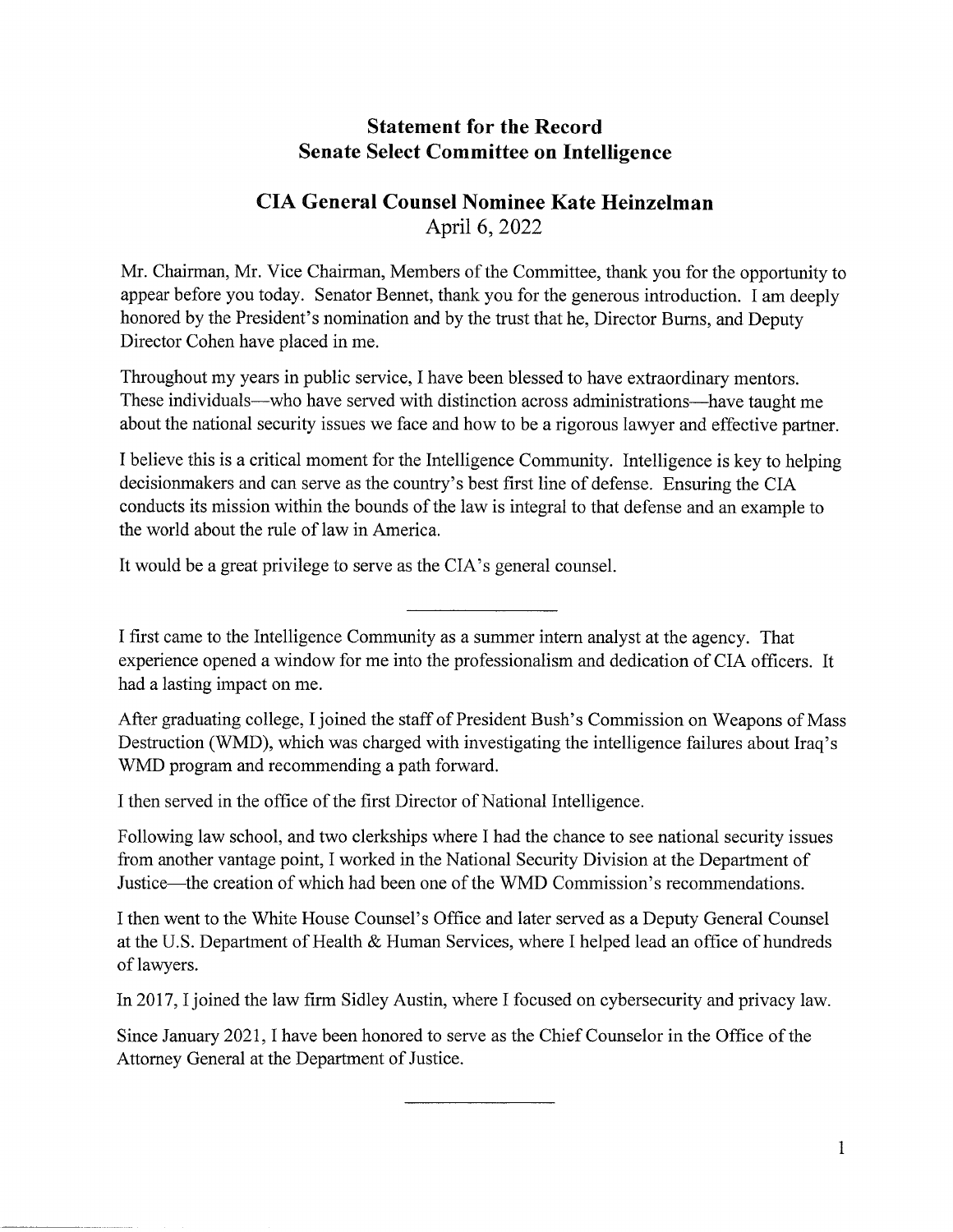# Statement for the Record
# Senate Select Committee on Intelligence

## CIA General Counsel Nominee Kate Heinzelman
April 6, 2022

Mr. Chairman, Mr. Vice Chairman, Members of the Committee, thank you for the opportunity to appear before you today. Senator Bennet, thank you for the generous introduction. I am deeply honored by the President's nomination and by the trust that he, Director Burns, and Deputy Director Cohen have placed in me.

Throughout my years in public service, I have been blessed to have extraordinary mentors. These individuals—who have served with distinction across administrations—have taught me about the national security issues we face and how to be a rigorous lawyer and effective partner.

I believe this is a critical moment for the Intelligence Community. Intelligence is key to helping decisionmakers and can serve as the country's best first line of defense. Ensuring the CIA conducts its mission within the bounds of the law is integral to that defense and an example to the world about the rule of law in America.

It would be a great privilege to serve as the CIA's general counsel.

---

I first came to the Intelligence Community as a summer intern analyst at the agency. That experience opened a window for me into the professionalism and dedication of CIA officers. It had a lasting impact on me.

After graduating college, I joined the staff of President Bush's Commission on Weapons of Mass Destruction (WMD), which was charged with investigating the intelligence failures about Iraq's WMD program and recommending a path forward.

I then served in the office of the first Director of National Intelligence.

Following law school, and two clerkships where I had the chance to see national security issues from another vantage point, I worked in the National Security Division at the Department of Justice—the creation of which had been one of the WMD Commission's recommendations.

I then went to the White House Counsel's Office and later served as a Deputy General Counsel at the U.S. Department of Health & Human Services, where I helped lead an office of hundreds of lawyers.

In 2017, I joined the law firm Sidley Austin, where I focused on cybersecurity and privacy law.

Since January 2021, I have been honored to serve as the Chief Counselor in the Office of the Attorney General at the Department of Justice.

---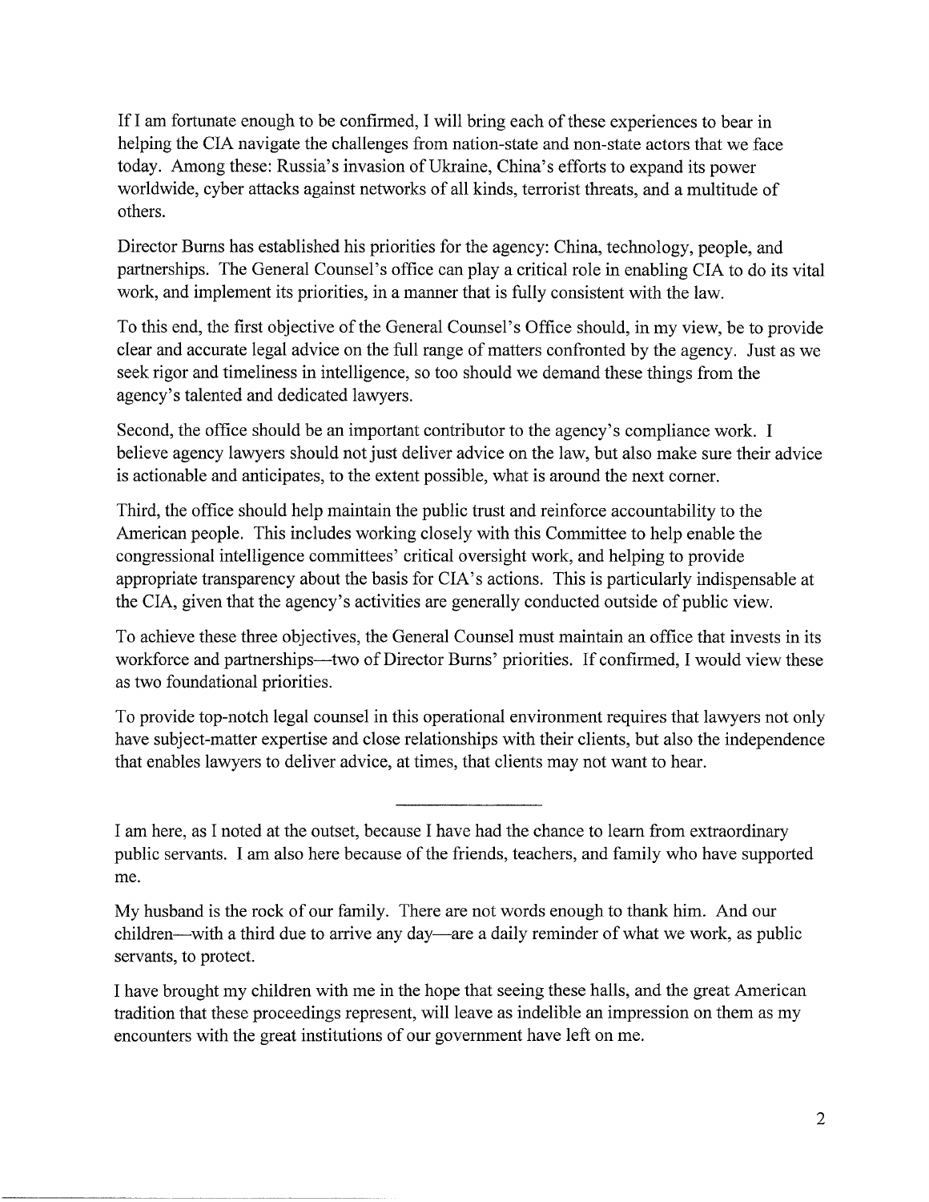If I am fortunate enough to be confirmed, I will bring each of these experiences to bear in helping the CIA navigate the challenges from nation-state and non-state actors that we face today. Among these: Russia's invasion of Ukraine, China's efforts to expand its power worldwide, cyber attacks against networks of all kinds, terrorist threats, and a multitude of others.

Director Burns has established his priorities for the agency: China, technology, people, and partnerships. The General Counsel's office can play a critical role in enabling CIA to do its vital work, and implement its priorities, in a manner that is fully consistent with the law.

To this end, the first objective of the General Counsel's Office should, in my view, be to provide clear and accurate legal advice on the full range of matters confronted by the agency. Just as we seek rigor and timeliness in intelligence, so too should we demand these things from the agency's talented and dedicated lawyers.

Second, the office should be an important contributor to the agency's compliance work. I believe agency lawyers should not just deliver advice on the law, but also make sure their advice is actionable and anticipates, to the extent possible, what is around the next corner.

Third, the office should help maintain the public trust and reinforce accountability to the American people. This includes working closely with this Committee to help enable the congressional intelligence committees' critical oversight work, and helping to provide appropriate transparency about the basis for CIA's actions. This is particularly indispensable at the CIA, given that the agency's activities are generally conducted outside of public view.

To achieve these three objectives, the General Counsel must maintain an office that invests in its workforce and partnerships—two of Director Burns' priorities. If confirmed, I would view these as two foundational priorities.

To provide top-notch legal counsel in this operational environment requires that lawyers not only have subject-matter expertise and close relationships with their clients, but also the independence that enables lawyers to deliver advice, at times, that clients may not want to hear.

---

I am here, as I noted at the outset, because I have had the chance to learn from extraordinary public servants. I am also here because of the friends, teachers, and family who have supported me.

My husband is the rock of our family. There are not words enough to thank him. And our children—with a third due to arrive any day—are a daily reminder of what we work, as public servants, to protect.

I have brought my children with me in the hope that seeing these halls, and the great American tradition that these proceedings represent, will leave as indelible an impression on them as my encounters with the great institutions of our government have left on me.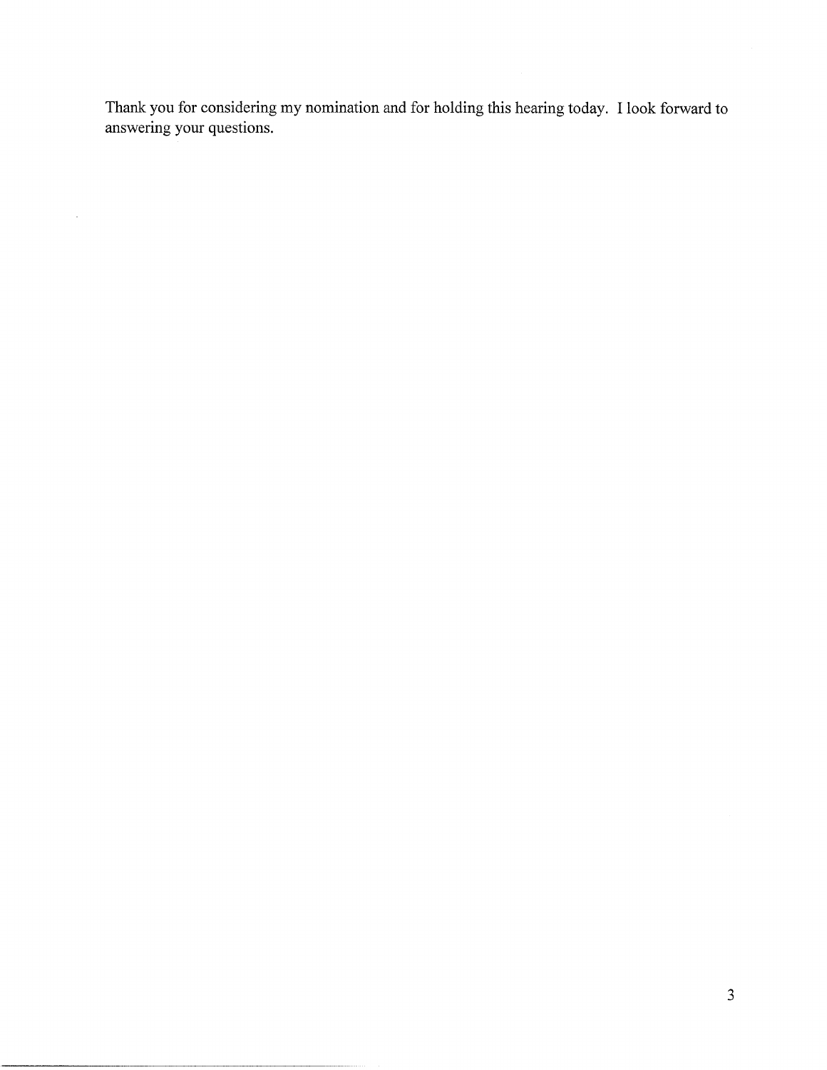Thank you for considering my nomination and for holding this hearing today. I look forward to answering your questions.